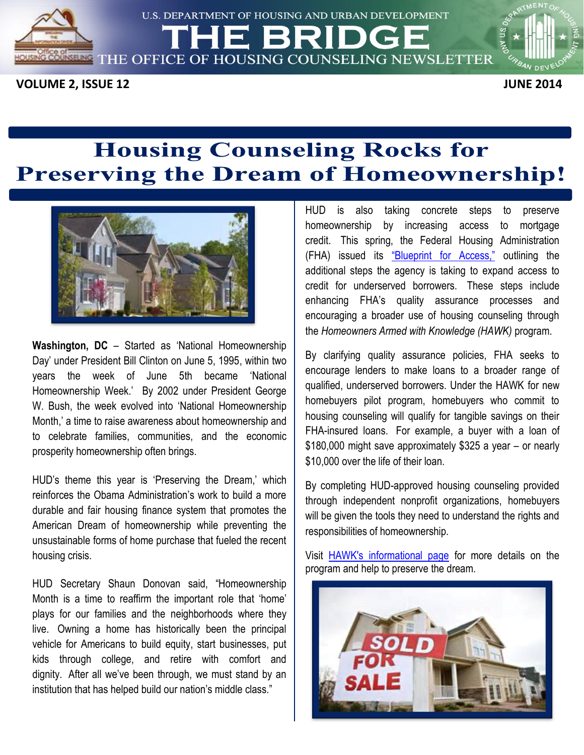U.S. DEPARTMENT OF HOUSING AND URBAN DEVELOPMENT

# THE BRIDGE

THE OFFICE OF HOUSING COUNSELING NEWSLETTER

**VOLUME 2, ISSUE 12** **JUNE 2014**

## Housing Counseling Rocks for Preserving the Dream of Homeownership!

**Washington, DC** – Started as 'National Homeownership Day' under President Bill Clinton on June 5, 1995, within two years the week of June 5th became 'National Homeownership Week.' By 2002 under President George W. Bush, the week evolved into 'National Homeownership Month,' a time to raise awareness about homeownership and to celebrate families, communities, and the economic prosperity homeownership often brings.

HUD's theme this year is 'Preserving the Dream,' which reinforces the Obama Administration's work to build a more durable and fair housing finance system that promotes the American Dream of homeownership while preventing the unsustainable forms of home purchase that fueled the recent housing crisis.

HUD Secretary Shaun Donovan said, "Homeownership Month is a time to reaffirm the important role that 'home' plays for our families and the neighborhoods where they live. Owning a home has historically been the principal vehicle for Americans to build equity, start businesses, put kids through college, and retire with comfort and dignity. After all we've been through, we must stand by an institution that has helped build our nation's middle class."

HUD is also taking concrete steps to preserve homeownership by increasing access to mortgage credit. This spring, the Federal Housing Administration (FHA) issued its "Blueprint for Access," outlining the additional steps the agency is taking to expand access to credit for underserved borrowers. These steps include enhancing FHA's quality assurance processes and encouraging a broader use of housing counseling through the *Homeowners Armed with Knowledge (HAWK)* program.

By clarifying quality assurance policies, FHA seeks to encourage lenders to make loans to a broader range of qualified, underserved borrowers. Under the HAWK for new homebuyers pilot program, homebuyers who commit to housing counseling will qualify for tangible savings on their FHA-insured loans. For example, a buyer with a loan of $180,000 might save approximately $325 a year – or nearly $10,000 over the life of their loan.

By completing HUD-approved housing counseling provided through independent nonprofit organizations, homebuyers will be given the tools they need to understand the rights and responsibilities of homeownership.

Visit HAWK's informational page for more details on the program and help to preserve the dream.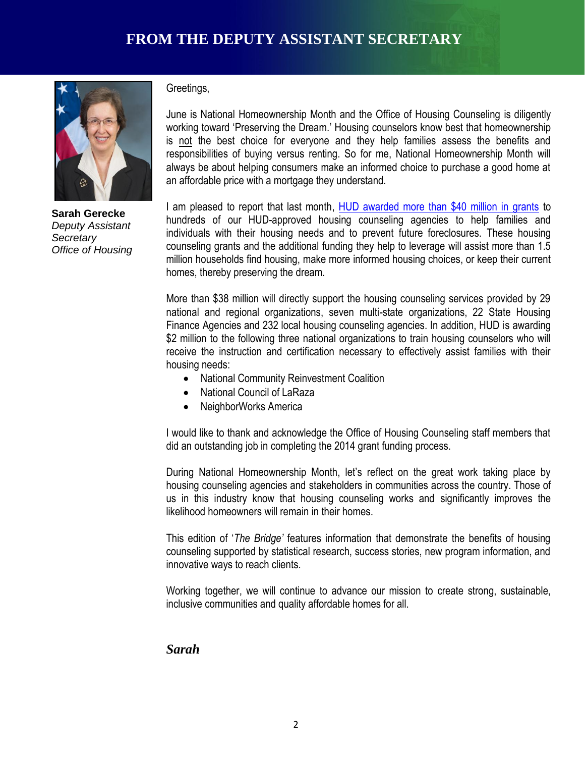# FROM THE DEPUTY ASSISTANT SECRETARY

**Sarah Gerecke**
*Deputy Assistant Secretary*
*Office of Housing*

Greetings,

June is National Homeownership Month and the Office of Housing Counseling is diligently working toward 'Preserving the Dream.' Housing counselors know best that homeownership is not the best choice for everyone and they help families assess the benefits and responsibilities of buying versus renting. So for me, National Homeownership Month will always be about helping consumers make an informed choice to purchase a good home at an affordable price with a mortgage they understand.

I am pleased to report that last month, HUD awarded more than $40 million in grants to hundreds of our HUD-approved housing counseling agencies to help families and individuals with their housing needs and to prevent future foreclosures. These housing counseling grants and the additional funding they help to leverage will assist more than 1.5 million households find housing, make more informed housing choices, or keep their current homes, thereby preserving the dream.

More than $38 million will directly support the housing counseling services provided by 29 national and regional organizations, seven multi-state organizations, 22 State Housing Finance Agencies and 232 local housing counseling agencies. In addition, HUD is awarding $2 million to the following three national organizations to train housing counselors who will receive the instruction and certification necessary to effectively assist families with their housing needs:

- National Community Reinvestment Coalition
- National Council of LaRaza
- NeighborWorks America

I would like to thank and acknowledge the Office of Housing Counseling staff members that did an outstanding job in completing the 2014 grant funding process.

During National Homeownership Month, let's reflect on the great work taking place by housing counseling agencies and stakeholders in communities across the country. Those of us in this industry know that housing counseling works and significantly improves the likelihood homeowners will remain in their homes.

This edition of '*The Bridge'* features information that demonstrate the benefits of housing counseling supported by statistical research, success stories, new program information, and innovative ways to reach clients.

Working together, we will continue to advance our mission to create strong, sustainable, inclusive communities and quality affordable homes for all.

***Sarah***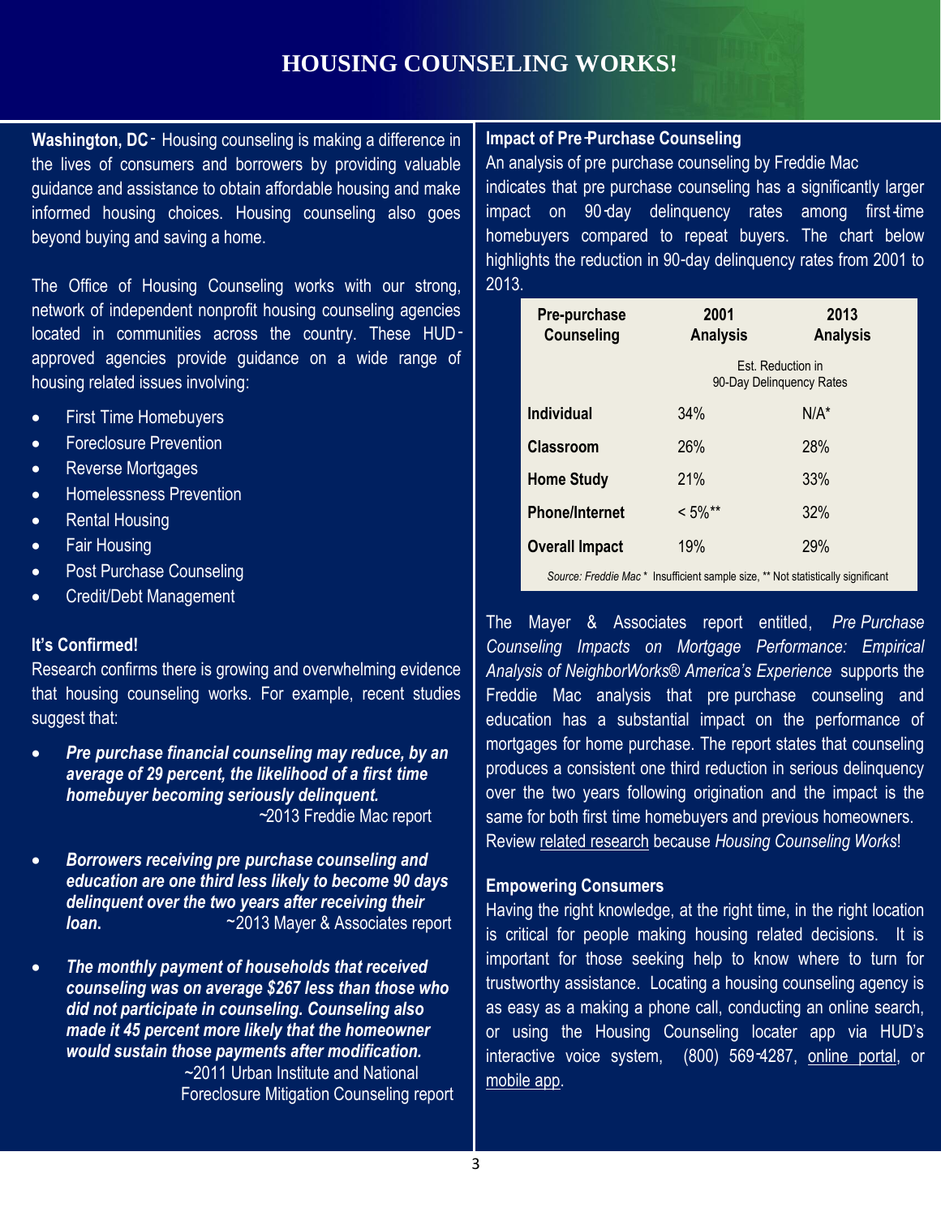# HOUSING COUNSELING WORKS!

**Washington, DC** - Housing counseling is making a difference in the lives of consumers and borrowers by providing valuable guidance and assistance to obtain affordable housing and make informed housing choices. Housing counseling also goes beyond buying and saving a home.

The Office of Housing Counseling works with our strong, network of independent nonprofit housing counseling agencies located in communities across the country. These HUD-approved agencies provide guidance on a wide range of housing related issues involving:

- First Time Homebuyers
- Foreclosure Prevention
- Reverse Mortgages
- Homelessness Prevention
- Rental Housing
- Fair Housing
- Post Purchase Counseling
- Credit/Debt Management

## It's Confirmed!

Research confirms there is growing and overwhelming evidence that housing counseling works. For example, recent studies suggest that:

- ***Pre purchase financial counseling may reduce, by an average of 29 percent, the likelihood of a first time homebuyer becoming seriously delinquent.***
  ~2013 Freddie Mac report

- ***Borrowers receiving pre purchase counseling and education are one third less likely to become 90 days delinquent over the two years after receiving their loan.***
  ~2013 Mayer & Associates report

- ***The monthly payment of households that received counseling was on average $267 less than those who did not participate in counseling. Counseling also made it 45 percent more likely that the homeowner would sustain those payments after modification.***
  ~2011 Urban Institute and National Foreclosure Mitigation Counseling report

## Impact of Pre-Purchase Counseling

An analysis of pre purchase counseling by Freddie Mac indicates that pre purchase counseling has a significantly larger impact on 90-day delinquency rates among first-time homebuyers compared to repeat buyers. The chart below highlights the reduction in 90-day delinquency rates from 2001 to 2013.

| Pre-purchase Counseling | 2001 Analysis | 2013 Analysis |
|---|---|---|
| | Est. Reduction in 90-Day Delinquency Rates | |
| **Individual** | 34% | N/A* |
| **Classroom** | 26% | 28% |
| **Home Study** | 21% | 33% |
| **Phone/Internet** | < 5%** | 32% |
| **Overall Impact** | 19% | 29% |

*Source: Freddie Mac* * Insufficient sample size, ** Not statistically significant

The Mayer & Associates report entitled, *Pre Purchase Counseling Impacts on Mortgage Performance: Empirical Analysis of NeighborWorks® America's Experience* supports the Freddie Mac analysis that pre purchase counseling and education has a substantial impact on the performance of mortgages for home purchase. The report states that counseling produces a consistent one third reduction in serious delinquency over the two years following origination and the impact is the same for both first time homebuyers and previous homeowners. Review related research because *Housing Counseling Works*!

## Empowering Consumers

Having the right knowledge, at the right time, in the right location is critical for people making housing related decisions. It is important for those seeking help to know where to turn for trustworthy assistance. Locating a housing counseling agency is as easy as a making a phone call, conducting an online search, or using the Housing Counseling locater app via HUD's interactive voice system, (800) 569-4287, online portal, or mobile app.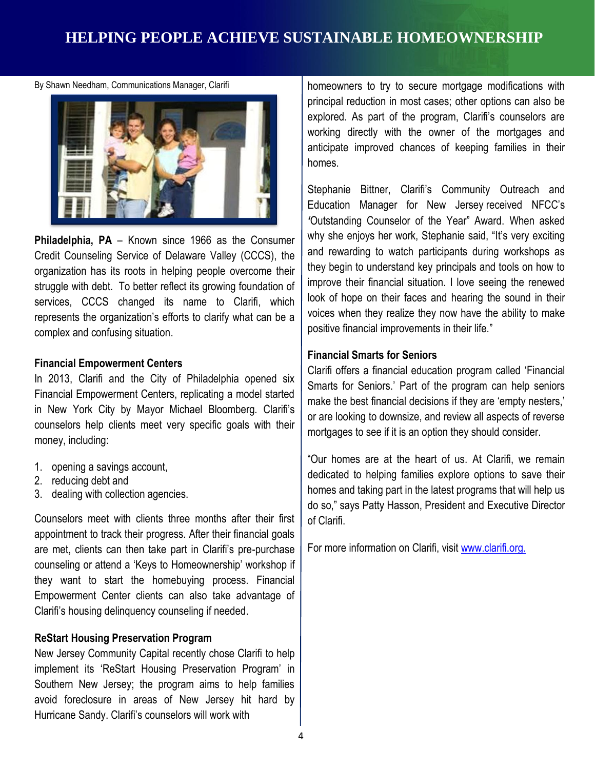## HELPING PEOPLE ACHIEVE SUSTAINABLE HOMEOWNERSHIP

By Shawn Needham, Communications Manager, Clarifi

**Philadelphia, PA** – Known since 1966 as the Consumer Credit Counseling Service of Delaware Valley (CCCS), the organization has its roots in helping people overcome their struggle with debt. To better reflect its growing foundation of services, CCCS changed its name to Clarifi, which represents the organization's efforts to clarify what can be a complex and confusing situation.

### Financial Empowerment Centers

In 2013, Clarifi and the City of Philadelphia opened six Financial Empowerment Centers, replicating a model started in New York City by Mayor Michael Bloomberg. Clarifi's counselors help clients meet very specific goals with their money, including:

1. opening a savings account,
2. reducing debt and
3. dealing with collection agencies.

Counselors meet with clients three months after their first appointment to track their progress. After their financial goals are met, clients can then take part in Clarifi's pre-purchase counseling or attend a 'Keys to Homeownership' workshop if they want to start the homebuying process. Financial Empowerment Center clients can also take advantage of Clarifi's housing delinquency counseling if needed.

### ReStart Housing Preservation Program

New Jersey Community Capital recently chose Clarifi to help implement its 'ReStart Housing Preservation Program' in Southern New Jersey; the program aims to help families avoid foreclosure in areas of New Jersey hit hard by Hurricane Sandy. Clarifi's counselors will work with homeowners to try to secure mortgage modifications with principal reduction in most cases; other options can also be explored. As part of the program, Clarifi's counselors are working directly with the owner of the mortgages and anticipate improved chances of keeping families in their homes.

Stephanie Bittner, Clarifi's Community Outreach and Education Manager for New Jersey received NFCC's 'Outstanding Counselor of the Year" Award. When asked why she enjoys her work, Stephanie said, "It's very exciting and rewarding to watch participants during workshops as they begin to understand key principals and tools on how to improve their financial situation. I love seeing the renewed look of hope on their faces and hearing the sound in their voices when they realize they now have the ability to make positive financial improvements in their life."

### Financial Smarts for Seniors

Clarifi offers a financial education program called 'Financial Smarts for Seniors.' Part of the program can help seniors make the best financial decisions if they are 'empty nesters,' or are looking to downsize, and review all aspects of reverse mortgages to see if it is an option they should consider.

"Our homes are at the heart of us. At Clarifi, we remain dedicated to helping families explore options to save their homes and taking part in the latest programs that will help us do so," says Patty Hasson, President and Executive Director of Clarifi.

For more information on Clarifi, visit [www.clarifi.org.](http://www.clarifi.org)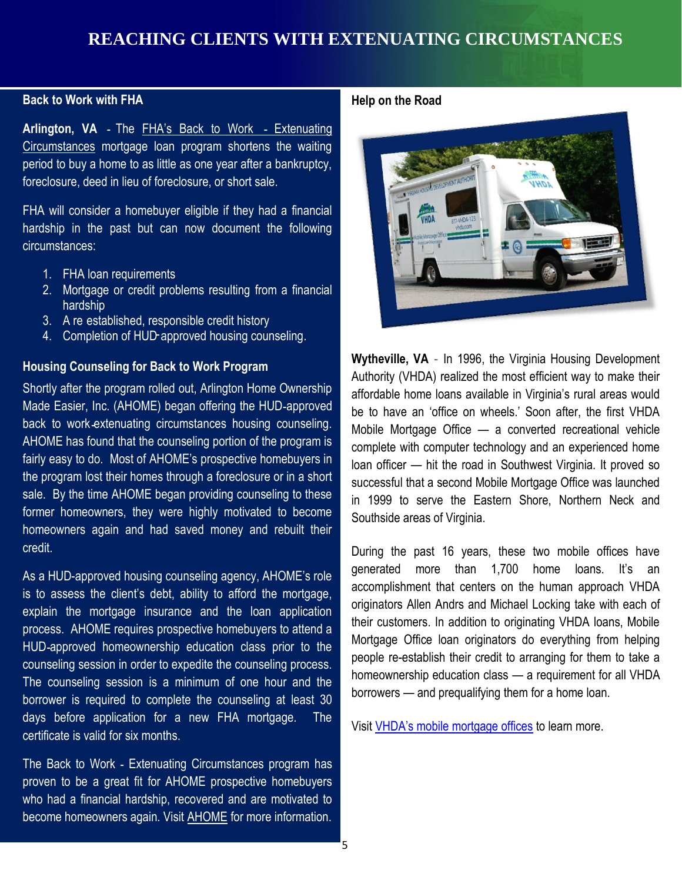# REACHING CLIENTS WITH EXTENUATING CIRCUMSTANCES

## Back to Work with FHA

**Arlington, VA** - The FHA's Back to Work - Extenuating Circumstances mortgage loan program shortens the waiting period to buy a home to as little as one year after a bankruptcy, foreclosure, deed in lieu of foreclosure, or short sale.

FHA will consider a homebuyer eligible if they had a financial hardship in the past but can now document the following circumstances:

1. FHA loan requirements
2. Mortgage or credit problems resulting from a financial hardship
3. A re established, responsible credit history
4. Completion of HUD-approved housing counseling.

## Housing Counseling for Back to Work Program

Shortly after the program rolled out, Arlington Home Ownership Made Easier, Inc. (AHOME) began offering the HUD-approved back to work-extenuating circumstances housing counseling. AHOME has found that the counseling portion of the program is fairly easy to do. Most of AHOME's prospective homebuyers in the program lost their homes through a foreclosure or in a short sale. By the time AHOME began providing counseling to these former homeowners, they were highly motivated to become homeowners again and had saved money and rebuilt their credit.

As a HUD-approved housing counseling agency, AHOME's role is to assess the client's debt, ability to afford the mortgage, explain the mortgage insurance and the loan application process. AHOME requires prospective homebuyers to attend a HUD-approved homeownership education class prior to the counseling session in order to expedite the counseling process. The counseling session is a minimum of one hour and the borrower is required to complete the counseling at least 30 days before application for a new FHA mortgage. The certificate is valid for six months.

The Back to Work - Extenuating Circumstances program has proven to be a great fit for AHOME prospective homebuyers who had a financial hardship, recovered and are motivated to become homeowners again. Visit AHOME for more information.

## Help on the Road

**Wytheville, VA** - In 1996, the Virginia Housing Development Authority (VHDA) realized the most efficient way to make their affordable home loans available in Virginia's rural areas would be to have an 'office on wheels.' Soon after, the first VHDA Mobile Mortgage Office — a converted recreational vehicle complete with computer technology and an experienced home loan officer — hit the road in Southwest Virginia. It proved so successful that a second Mobile Mortgage Office was launched in 1999 to serve the Eastern Shore, Northern Neck and Southside areas of Virginia.

During the past 16 years, these two mobile offices have generated more than 1,700 home loans. It's an accomplishment that centers on the human approach VHDA originators Allen Andrs and Michael Locking take with each of their customers. In addition to originating VHDA loans, Mobile Mortgage Office loan originators do everything from helping people re-establish their credit to arranging for them to take a homeownership education class — a requirement for all VHDA borrowers — and prequalifying them for a home loan.

Visit VHDA's mobile mortgage offices to learn more.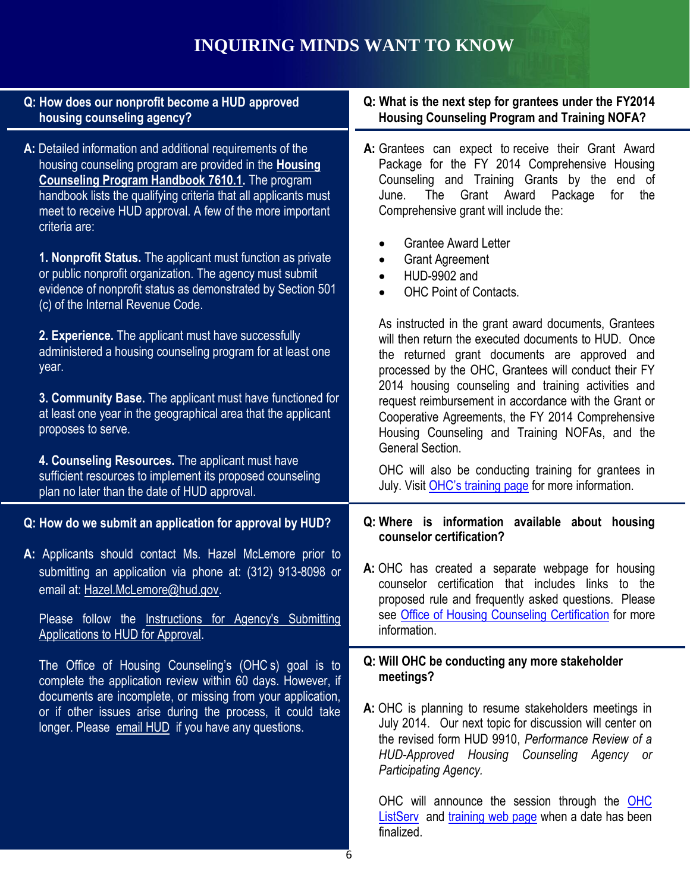# INQUIRING MINDS WANT TO KNOW

**Q: How does our nonprofit become a HUD approved housing counseling agency?**

**A:** Detailed information and additional requirements of the housing counseling program are provided in the **Housing Counseling Program Handbook 7610.1.** The program handbook lists the qualifying criteria that all applicants must meet to receive HUD approval. A few of the more important criteria are:

**1. Nonprofit Status.** The applicant must function as private or public nonprofit organization. The agency must submit evidence of nonprofit status as demonstrated by Section 501 (c) of the Internal Revenue Code.

**2. Experience.** The applicant must have successfully administered a housing counseling program for at least one year.

**3. Community Base.** The applicant must have functioned for at least one year in the geographical area that the applicant proposes to serve.

**4. Counseling Resources.** The applicant must have sufficient resources to implement its proposed counseling plan no later than the date of HUD approval.

**Q: How do we submit an application for approval by HUD?**

**A:** Applicants should contact Ms. Hazel McLemore prior to submitting an application via phone at: (312) 913-8098 or email at: Hazel.McLemore@hud.gov.

Please follow the Instructions for Agency's Submitting Applications to HUD for Approval.

The Office of Housing Counseling's (OHC s) goal is to complete the application review within 60 days. However, if documents are incomplete, or missing from your application, or if other issues arise during the process, it could take longer. Please email HUD if you have any questions.

**Q: What is the next step for grantees under the FY2014 Housing Counseling Program and Training NOFA?**

**A:** Grantees can expect to receive their Grant Award Package for the FY 2014 Comprehensive Housing Counseling and Training Grants by the end of June. The Grant Award Package for the Comprehensive grant will include the:

- Grantee Award Letter
- Grant Agreement
- HUD-9902 and
- OHC Point of Contacts.

As instructed in the grant award documents, Grantees will then return the executed documents to HUD. Once the returned grant documents are approved and processed by the OHC, Grantees will conduct their FY 2014 housing counseling and training activities and request reimbursement in accordance with the Grant or Cooperative Agreements, the FY 2014 Comprehensive Housing Counseling and Training NOFAs, and the General Section.

OHC will also be conducting training for grantees in July. Visit OHC's training page for more information.

**Q: Where is information available about housing counselor certification?**

**A:** OHC has created a separate webpage for housing counselor certification that includes links to the proposed rule and frequently asked questions. Please see Office of Housing Counseling Certification for more information.

**Q: Will OHC be conducting any more stakeholder meetings?**

**A:** OHC is planning to resume stakeholders meetings in July 2014. Our next topic for discussion will center on the revised form HUD 9910, *Performance Review of a HUD-Approved Housing Counseling Agency or Participating Agency.*

OHC will announce the session through the OHC ListServ and training web page when a date has been finalized.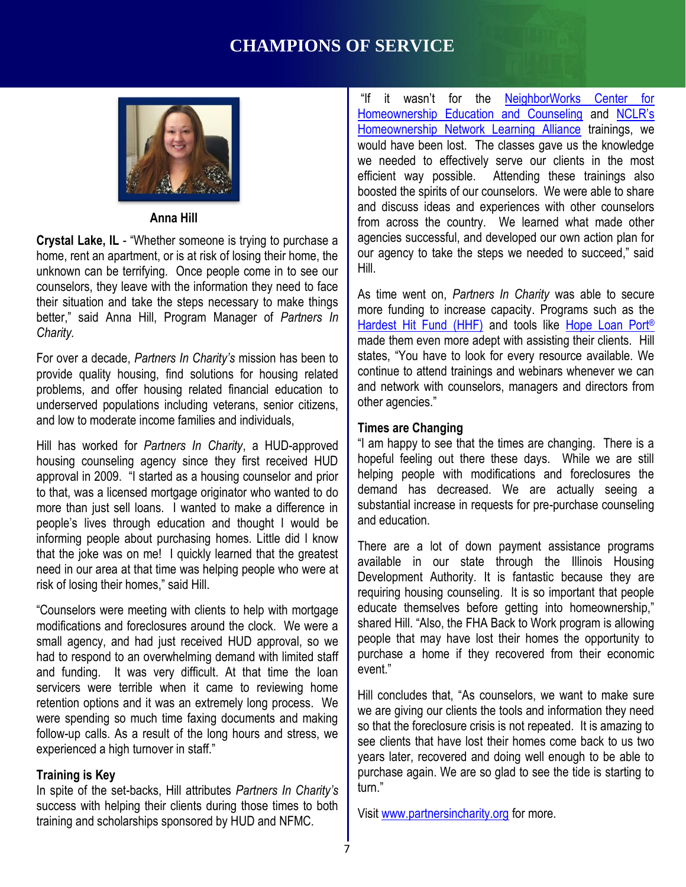# CHAMPIONS OF SERVICE

**Anna Hill**

**Crystal Lake, IL** - "Whether someone is trying to purchase a home, rent an apartment, or is at risk of losing their home, the unknown can be terrifying. Once people come in to see our counselors, they leave with the information they need to face their situation and take the steps necessary to make things better," said Anna Hill, Program Manager of *Partners In Charity.*

For over a decade, *Partners In Charity's* mission has been to provide quality housing, find solutions for housing related problems, and offer housing related financial education to underserved populations including veterans, senior citizens, and low to moderate income families and individuals,

Hill has worked for *Partners In Charity*, a HUD-approved housing counseling agency since they first received HUD approval in 2009. "I started as a housing counselor and prior to that, was a licensed mortgage originator who wanted to do more than just sell loans. I wanted to make a difference in people's lives through education and thought I would be informing people about purchasing homes. Little did I know that the joke was on me! I quickly learned that the greatest need in our area at that time was helping people who were at risk of losing their homes," said Hill.

"Counselors were meeting with clients to help with mortgage modifications and foreclosures around the clock. We were a small agency, and had just received HUD approval, so we had to respond to an overwhelming demand with limited staff and funding. It was very difficult. At that time the loan servicers were terrible when it came to reviewing home retention options and it was an extremely long process. We were spending so much time faxing documents and making follow-up calls. As a result of the long hours and stress, we experienced a high turnover in staff."

### Training is Key

In spite of the set-backs, Hill attributes *Partners In Charity's* success with helping their clients during those times to both training and scholarships sponsored by HUD and NFMC.

"If it wasn't for the NeighborWorks Center for Homeownership Education and Counseling and NCLR's Homeownership Network Learning Alliance trainings, we would have been lost. The classes gave us the knowledge we needed to effectively serve our clients in the most efficient way possible. Attending these trainings also boosted the spirits of our counselors. We were able to share and discuss ideas and experiences with other counselors from across the country. We learned what made other agencies successful, and developed our own action plan for our agency to take the steps we needed to succeed," said Hill.

As time went on, *Partners In Charity* was able to secure more funding to increase capacity. Programs such as the Hardest Hit Fund (HHF) and tools like Hope Loan Port® made them even more adept with assisting their clients. Hill states, "You have to look for every resource available. We continue to attend trainings and webinars whenever we can and network with counselors, managers and directors from other agencies."

### Times are Changing

"I am happy to see that the times are changing. There is a hopeful feeling out there these days. While we are still helping people with modifications and foreclosures the demand has decreased. We are actually seeing a substantial increase in requests for pre-purchase counseling and education.

There are a lot of down payment assistance programs available in our state through the Illinois Housing Development Authority. It is fantastic because they are requiring housing counseling. It is so important that people educate themselves before getting into homeownership," shared Hill. "Also, the FHA Back to Work program is allowing people that may have lost their homes the opportunity to purchase a home if they recovered from their economic event."

Hill concludes that, "As counselors, we want to make sure we are giving our clients the tools and information they need so that the foreclosure crisis is not repeated. It is amazing to see clients that have lost their homes come back to us two years later, recovered and doing well enough to be able to purchase again. We are so glad to see the tide is starting to turn."

Visit www.partnersincharity.org for more.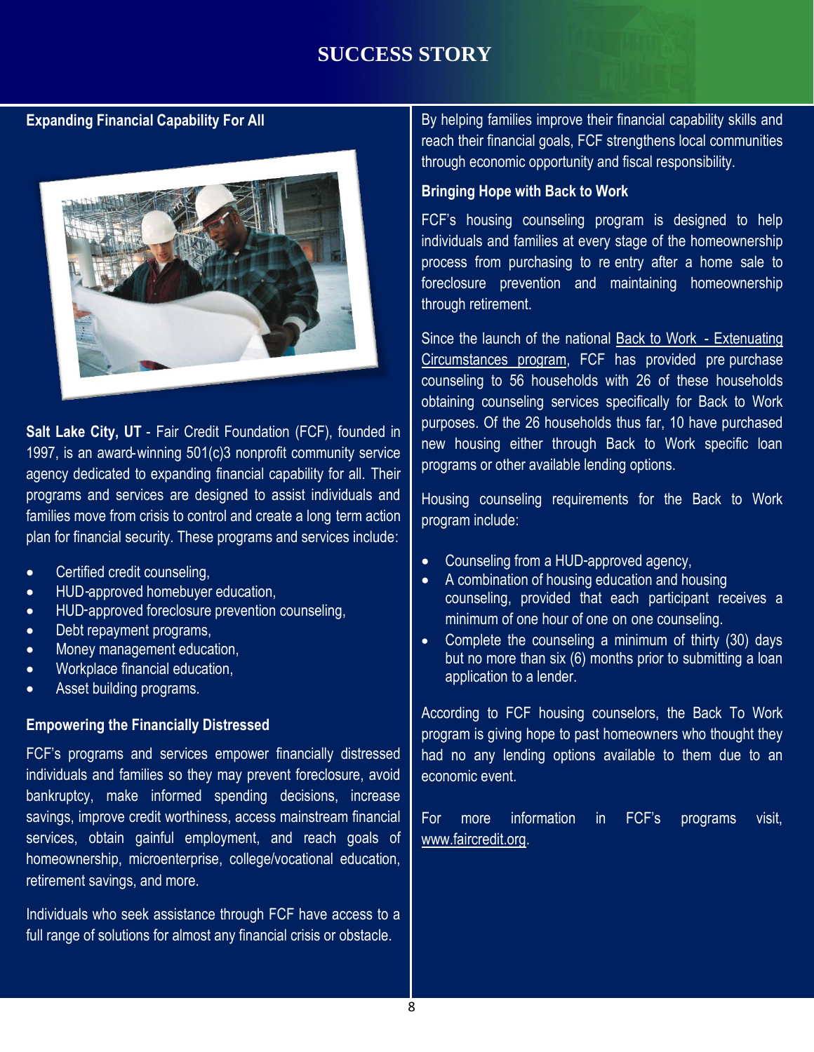# SUCCESS STORY

## Expanding Financial Capability For All

**Salt Lake City, UT** - Fair Credit Foundation (FCF), founded in 1997, is an award-winning 501(c)3 nonprofit community service agency dedicated to expanding financial capability for all. Their programs and services are designed to assist individuals and families move from crisis to control and create a long term action plan for financial security. These programs and services include:

- Certified credit counseling,
- HUD-approved homebuyer education,
- HUD-approved foreclosure prevention counseling,
- Debt repayment programs,
- Money management education,
- Workplace financial education,
- Asset building programs.

## Empowering the Financially Distressed

FCF's programs and services empower financially distressed individuals and families so they may prevent foreclosure, avoid bankruptcy, make informed spending decisions, increase savings, improve credit worthiness, access mainstream financial services, obtain gainful employment, and reach goals of homeownership, microenterprise, college/vocational education, retirement savings, and more.

Individuals who seek assistance through FCF have access to a full range of solutions for almost any financial crisis or obstacle.

By helping families improve their financial capability skills and reach their financial goals, FCF strengthens local communities through economic opportunity and fiscal responsibility.

## Bringing Hope with Back to Work

FCF's housing counseling program is designed to help individuals and families at every stage of the homeownership process from purchasing to re entry after a home sale to foreclosure prevention and maintaining homeownership through retirement.

Since the launch of the national Back to Work - Extenuating Circumstances program, FCF has provided pre purchase counseling to 56 households with 26 of these households obtaining counseling services specifically for Back to Work purposes. Of the 26 households thus far, 10 have purchased new housing either through Back to Work specific loan programs or other available lending options.

Housing counseling requirements for the Back to Work program include:

- Counseling from a HUD-approved agency,
- A combination of housing education and housing counseling, provided that each participant receives a minimum of one hour of one on one counseling.
- Complete the counseling a minimum of thirty (30) days but no more than six (6) months prior to submitting a loan application to a lender.

According to FCF housing counselors, the Back To Work program is giving hope to past homeowners who thought they had no any lending options available to them due to an economic event.

For more information in FCF's programs visit, www.faircredit.org.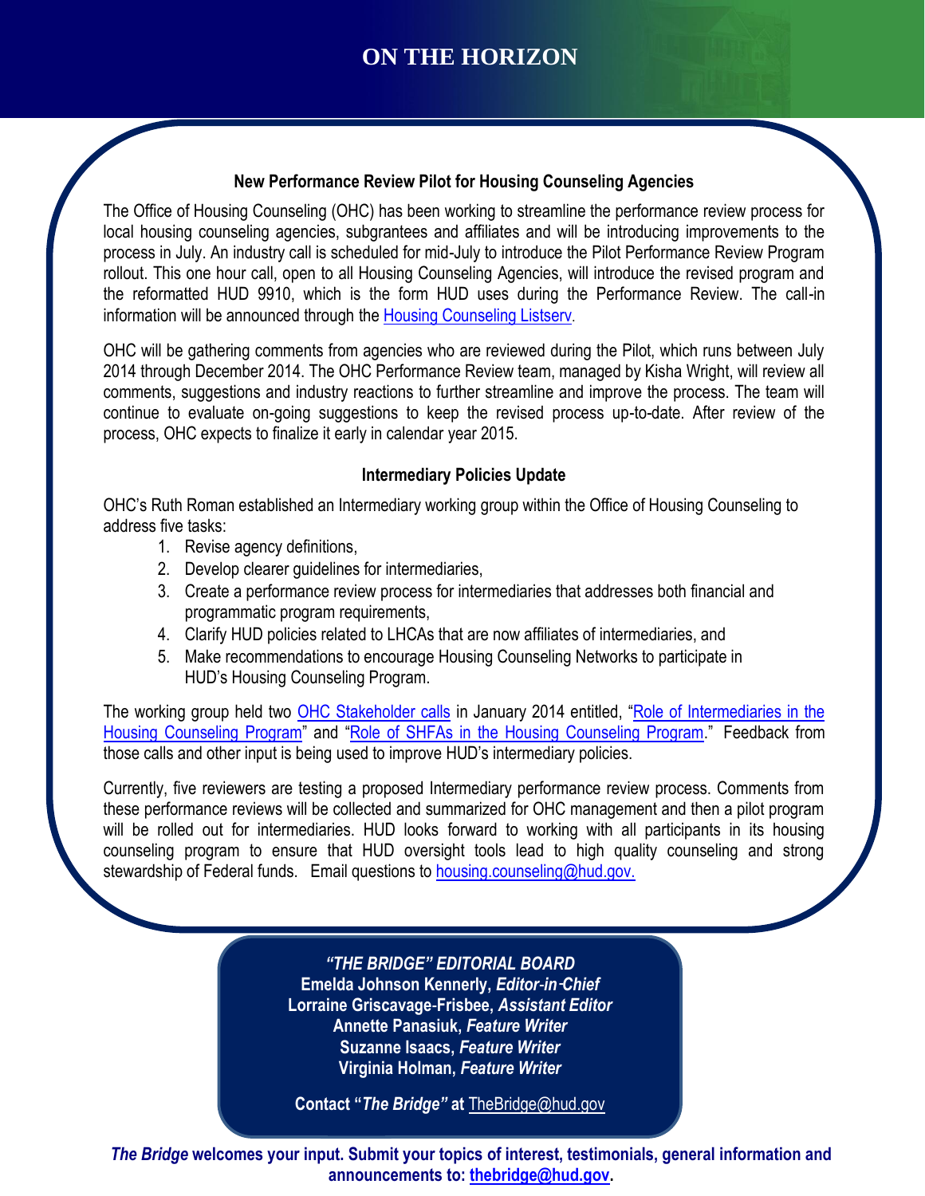# ON THE HORIZON

### New Performance Review Pilot for Housing Counseling Agencies

The Office of Housing Counseling (OHC) has been working to streamline the performance review process for local housing counseling agencies, subgrantees and affiliates and will be introducing improvements to the process in July. An industry call is scheduled for mid-July to introduce the Pilot Performance Review Program rollout. This one hour call, open to all Housing Counseling Agencies, will introduce the revised program and the reformatted HUD 9910, which is the form HUD uses during the Performance Review. The call-in information will be announced through the Housing Counseling Listserv.

OHC will be gathering comments from agencies who are reviewed during the Pilot, which runs between July 2014 through December 2014. The OHC Performance Review team, managed by Kisha Wright, will review all comments, suggestions and industry reactions to further streamline and improve the process. The team will continue to evaluate on-going suggestions to keep the revised process up-to-date. After review of the process, OHC expects to finalize it early in calendar year 2015.

### Intermediary Policies Update

OHC's Ruth Roman established an Intermediary working group within the Office of Housing Counseling to address five tasks:

1. Revise agency definitions,
2. Develop clearer guidelines for intermediaries,
3. Create a performance review process for intermediaries that addresses both financial and programmatic program requirements,
4. Clarify HUD policies related to LHCAs that are now affiliates of intermediaries, and
5. Make recommendations to encourage Housing Counseling Networks to participate in HUD's Housing Counseling Program.

The working group held two OHC Stakeholder calls in January 2014 entitled, "Role of Intermediaries in the Housing Counseling Program" and "Role of SHFAs in the Housing Counseling Program." Feedback from those calls and other input is being used to improve HUD's intermediary policies.

Currently, five reviewers are testing a proposed Intermediary performance review process. Comments from these performance reviews will be collected and summarized for OHC management and then a pilot program will be rolled out for intermediaries. HUD looks forward to working with all participants in its housing counseling program to ensure that HUD oversight tools lead to high quality counseling and strong stewardship of Federal funds. Email questions to housing.counseling@hud.gov.

***"THE BRIDGE" EDITORIAL BOARD***
**Emelda Johnson Kennerly, *Editor-in-Chief***
**Lorraine Griscavage-Frisbee, *Assistant Editor***
**Annette Panasiuk, *Feature Writer***
**Suzanne Isaacs, *Feature Writer***
**Virginia Holman, *Feature Writer***

**Contact "*The Bridge*" at** TheBridge@hud.gov

***The Bridge* welcomes your input. Submit your topics of interest, testimonials, general information and announcements to: thebridge@hud.gov.**